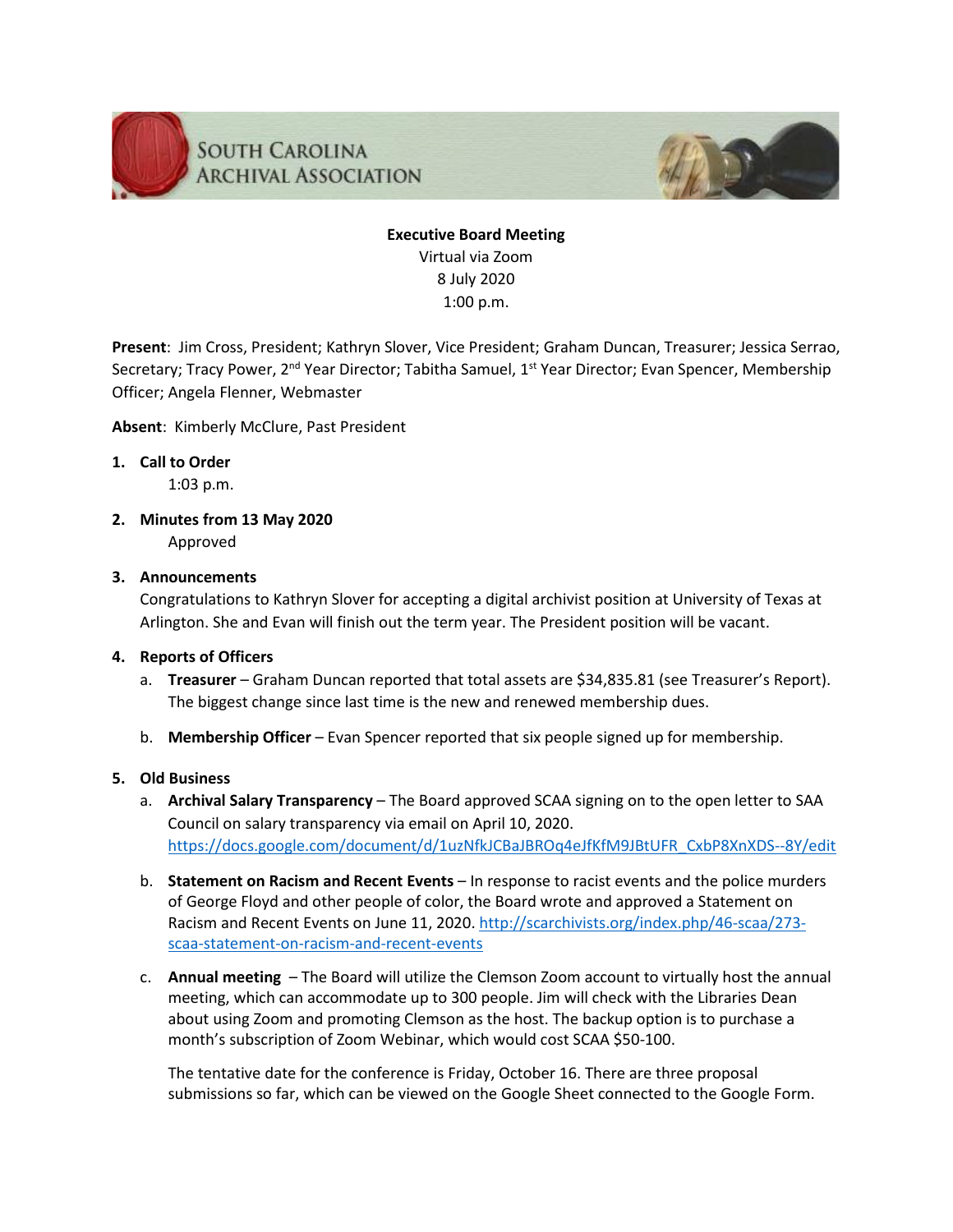# South Carolina Archival Association

**Executive Board Meeting**
Virtual via Zoom
8 July 2020
1:00 p.m.

**Present**: Jim Cross, President; Kathryn Slover, Vice President; Graham Duncan, Treasurer; Jessica Serrao, Secretary; Tracy Power, 2nd Year Director; Tabitha Samuel, 1st Year Director; Evan Spencer, Membership Officer; Angela Flenner, Webmaster

**Absent**: Kimberly McClure, Past President

1. **Call to Order**
   1:03 p.m.

2. **Minutes from 13 May 2020**
   Approved

3. **Announcements**
   Congratulations to Kathryn Slover for accepting a digital archivist position at University of Texas at Arlington. She and Evan will finish out the term year. The President position will be vacant.

4. **Reports of Officers**
   a. **Treasurer** – Graham Duncan reported that total assets are $34,835.81 (see Treasurer's Report). The biggest change since last time is the new and renewed membership dues.

   b. **Membership Officer** – Evan Spencer reported that six people signed up for membership.

5. **Old Business**
   a. **Archival Salary Transparency** – The Board approved SCAA signing on to the open letter to SAA Council on salary transparency via email on April 10, 2020. https://docs.google.com/document/d/1uzNfkJCBaJBROq4eJfKfM9JBtUFR_CxbP8XnXDS--8Y/edit

   b. **Statement on Racism and Recent Events** – In response to racist events and the police murders of George Floyd and other people of color, the Board wrote and approved a Statement on Racism and Recent Events on June 11, 2020. http://scarchivists.org/index.php/46-scaa/273-scaa-statement-on-racism-and-recent-events

   c. **Annual meeting** – The Board will utilize the Clemson Zoom account to virtually host the annual meeting, which can accommodate up to 300 people. Jim will check with the Libraries Dean about using Zoom and promoting Clemson as the host. The backup option is to purchase a month's subscription of Zoom Webinar, which would cost SCAA $50-100.

      The tentative date for the conference is Friday, October 16. There are three proposal submissions so far, which can be viewed on the Google Sheet connected to the Google Form.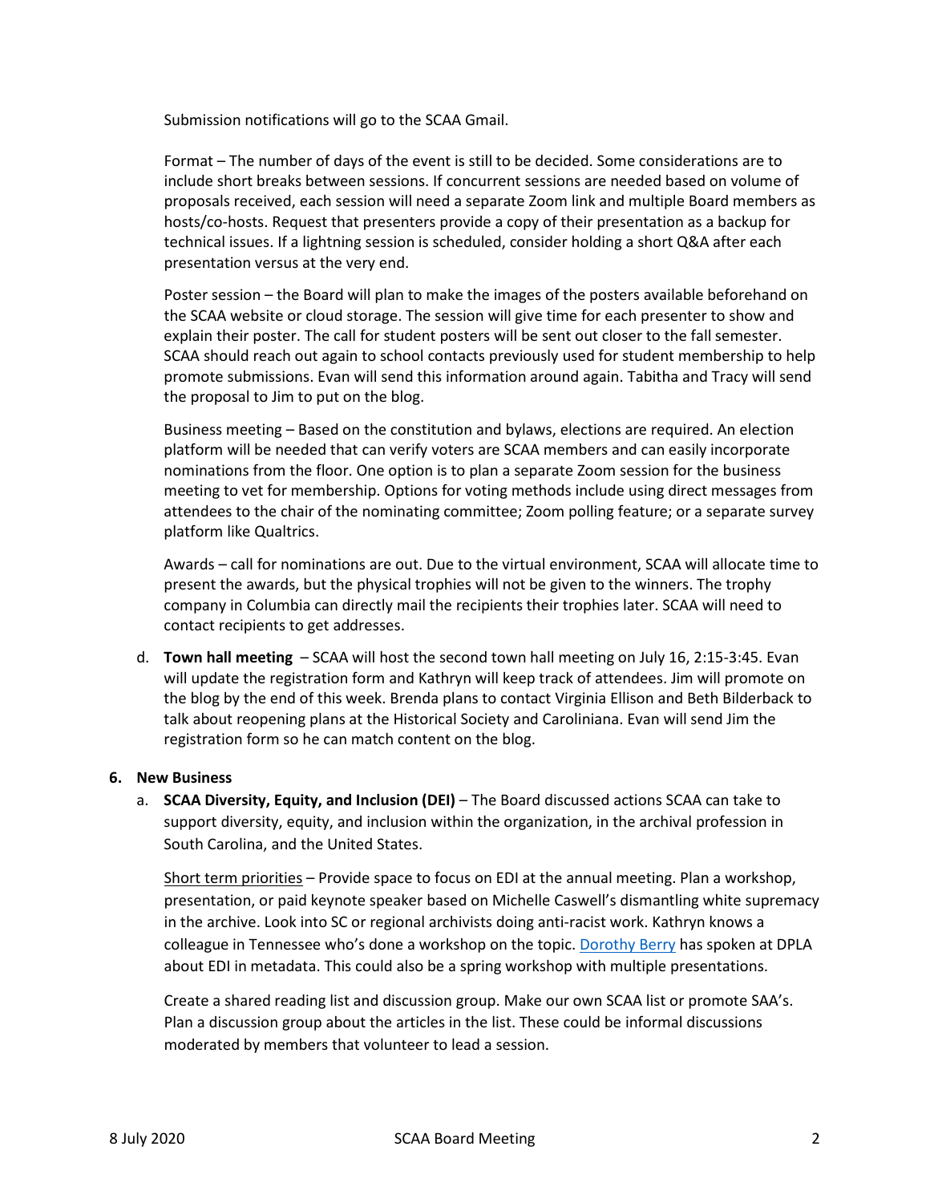Submission notifications will go to the SCAA Gmail.

Format – The number of days of the event is still to be decided. Some considerations are to include short breaks between sessions. If concurrent sessions are needed based on volume of proposals received, each session will need a separate Zoom link and multiple Board members as hosts/co-hosts. Request that presenters provide a copy of their presentation as a backup for technical issues. If a lightning session is scheduled, consider holding a short Q&A after each presentation versus at the very end.

Poster session – the Board will plan to make the images of the posters available beforehand on the SCAA website or cloud storage. The session will give time for each presenter to show and explain their poster. The call for student posters will be sent out closer to the fall semester. SCAA should reach out again to school contacts previously used for student membership to help promote submissions. Evan will send this information around again. Tabitha and Tracy will send the proposal to Jim to put on the blog.

Business meeting – Based on the constitution and bylaws, elections are required. An election platform will be needed that can verify voters are SCAA members and can easily incorporate nominations from the floor. One option is to plan a separate Zoom session for the business meeting to vet for membership. Options for voting methods include using direct messages from attendees to the chair of the nominating committee; Zoom polling feature; or a separate survey platform like Qualtrics.

Awards – call for nominations are out. Due to the virtual environment, SCAA will allocate time to present the awards, but the physical trophies will not be given to the winners. The trophy company in Columbia can directly mail the recipients their trophies later. SCAA will need to contact recipients to get addresses.

d. **Town hall meeting** – SCAA will host the second town hall meeting on July 16, 2:15-3:45. Evan will update the registration form and Kathryn will keep track of attendees. Jim will promote on the blog by the end of this week. Brenda plans to contact Virginia Ellison and Beth Bilderback to talk about reopening plans at the Historical Society and Caroliniana. Evan will send Jim the registration form so he can match content on the blog.

**6. New Business**

a. **SCAA Diversity, Equity, and Inclusion (DEI)** – The Board discussed actions SCAA can take to support diversity, equity, and inclusion within the organization, in the archival profession in South Carolina, and the United States.

Short term priorities – Provide space to focus on EDI at the annual meeting. Plan a workshop, presentation, or paid keynote speaker based on Michelle Caswell's dismantling white supremacy in the archive. Look into SC or regional archivists doing anti-racist work. Kathryn knows a colleague in Tennessee who's done a workshop on the topic. Dorothy Berry has spoken at DPLA about EDI in metadata. This could also be a spring workshop with multiple presentations.

Create a shared reading list and discussion group. Make our own SCAA list or promote SAA's. Plan a discussion group about the articles in the list. These could be informal discussions moderated by members that volunteer to lead a session.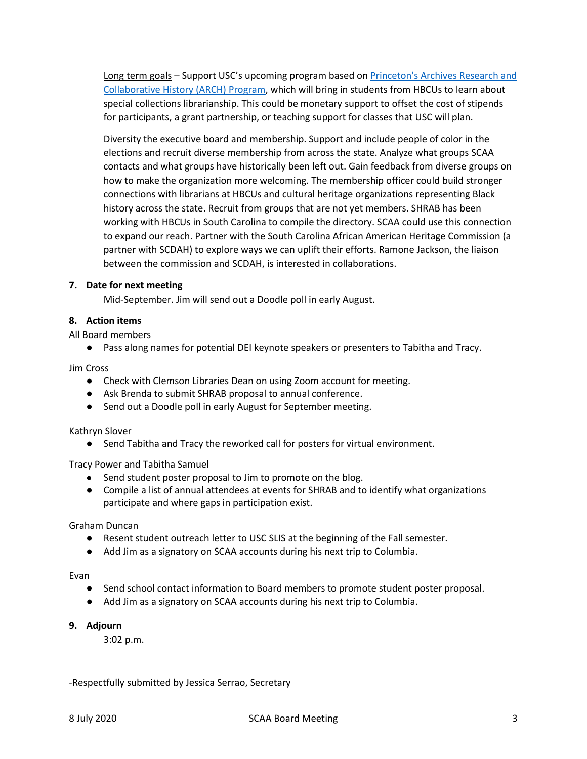Long term goals – Support USC's upcoming program based on [Princeton's Archives Research and Collaborative History (ARCH) Program](), which will bring in students from HBCUs to learn about special collections librarianship. This could be monetary support to offset the cost of stipends for participants, a grant partnership, or teaching support for classes that USC will plan.

Diversity the executive board and membership. Support and include people of color in the elections and recruit diverse membership from across the state. Analyze what groups SCAA contacts and what groups have historically been left out. Gain feedback from diverse groups on how to make the organization more welcoming. The membership officer could build stronger connections with librarians at HBCUs and cultural heritage organizations representing Black history across the state. Recruit from groups that are not yet members. SHRAB has been working with HBCUs in South Carolina to compile the directory. SCAA could use this connection to expand our reach. Partner with the South Carolina African American Heritage Commission (a partner with SCDAH) to explore ways we can uplift their efforts. Ramone Jackson, the liaison between the commission and SCDAH, is interested in collaborations.

**7. Date for next meeting**

Mid-September. Jim will send out a Doodle poll in early August.

**8. Action items**

All Board members

- Pass along names for potential DEI keynote speakers or presenters to Tabitha and Tracy.

Jim Cross

- Check with Clemson Libraries Dean on using Zoom account for meeting.
- Ask Brenda to submit SHRAB proposal to annual conference.
- Send out a Doodle poll in early August for September meeting.

Kathryn Slover

- Send Tabitha and Tracy the reworked call for posters for virtual environment.

Tracy Power and Tabitha Samuel

- Send student poster proposal to Jim to promote on the blog.
- Compile a list of annual attendees at events for SHRAB and to identify what organizations participate and where gaps in participation exist.

Graham Duncan

- Resent student outreach letter to USC SLIS at the beginning of the Fall semester.
- Add Jim as a signatory on SCAA accounts during his next trip to Columbia.

Evan

- Send school contact information to Board members to promote student poster proposal.
- Add Jim as a signatory on SCAA accounts during his next trip to Columbia.

**9. Adjourn**

3:02 p.m.

-Respectfully submitted by Jessica Serrao, Secretary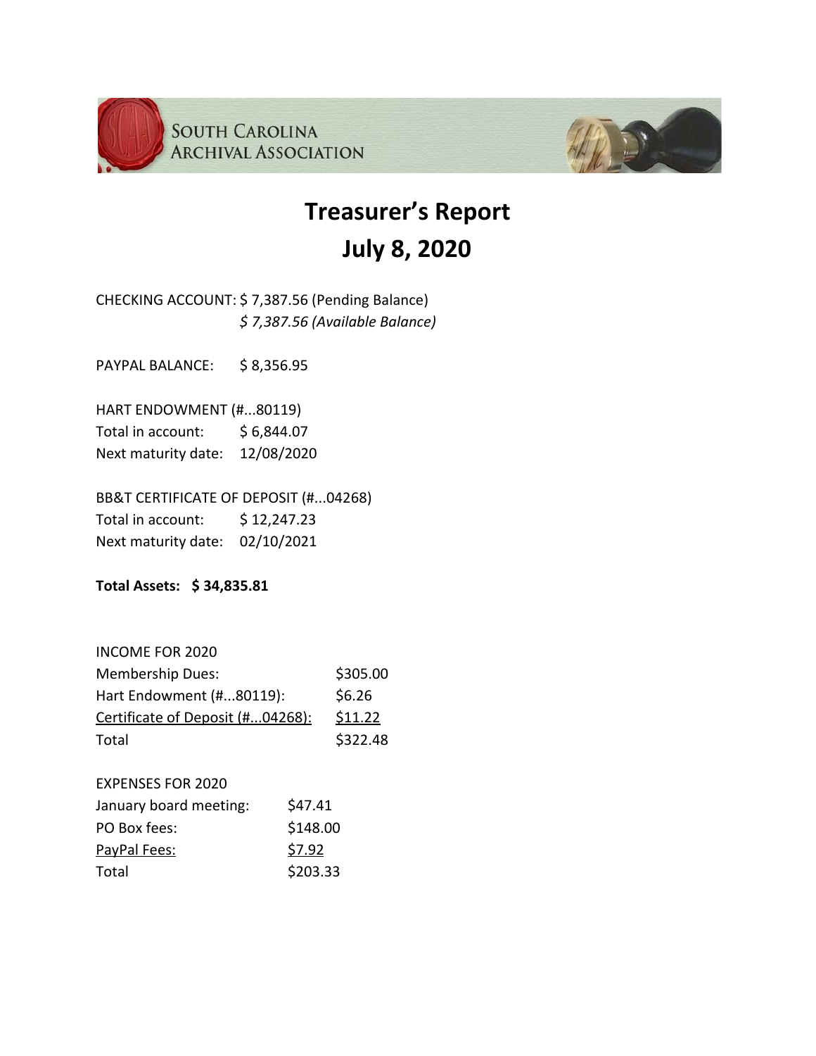SOUTH CAROLINA ARCHIVAL ASSOCIATION

# Treasurer's Report
# July 8, 2020

CHECKING ACCOUNT: $ 7,387.56 (Pending Balance)
*$ 7,387.56 (Available Balance)*

PAYPAL BALANCE: $ 8,356.95

HART ENDOWMENT (#...80119)
Total in account: $ 6,844.07
Next maturity date: 12/08/2020

BB&T CERTIFICATE OF DEPOSIT (#...04268)
Total in account: $ 12,247.23
Next maturity date: 02/10/2021

**Total Assets: $ 34,835.81**

| INCOME FOR 2020 | |
|---|---|
| Membership Dues: | $305.00 |
| Hart Endowment (#...80119): | $6.26 |
| Certificate of Deposit (#...04268): | $11.22 |
| Total | $322.48 |

| EXPENSES FOR 2020 | |
|---|---|
| January board meeting: | $47.41 |
| PO Box fees: | $148.00 |
| PayPal Fees: | $7.92 |
| Total | $203.33 |